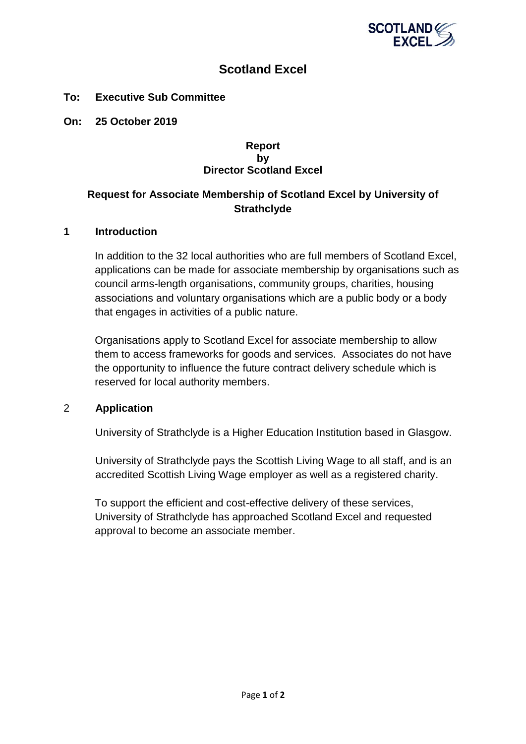# Scotland Excel

**To: Executive Sub Committee**

**On: 25 October 2019**

**Report**
**by**
**Director Scotland Excel**

## Request for Associate Membership of Scotland Excel by University of Strathclyde

### 1 Introduction

In addition to the 32 local authorities who are full members of Scotland Excel, applications can be made for associate membership by organisations such as council arms-length organisations, community groups, charities, housing associations and voluntary organisations which are a public body or a body that engages in activities of a public nature.

Organisations apply to Scotland Excel for associate membership to allow them to access frameworks for goods and services. Associates do not have the opportunity to influence the future contract delivery schedule which is reserved for local authority members.

### 2 Application

University of Strathclyde is a Higher Education Institution based in Glasgow.

University of Strathclyde pays the Scottish Living Wage to all staff, and is an accredited Scottish Living Wage employer as well as a registered charity.

To support the efficient and cost-effective delivery of these services, University of Strathclyde has approached Scotland Excel and requested approval to become an associate member.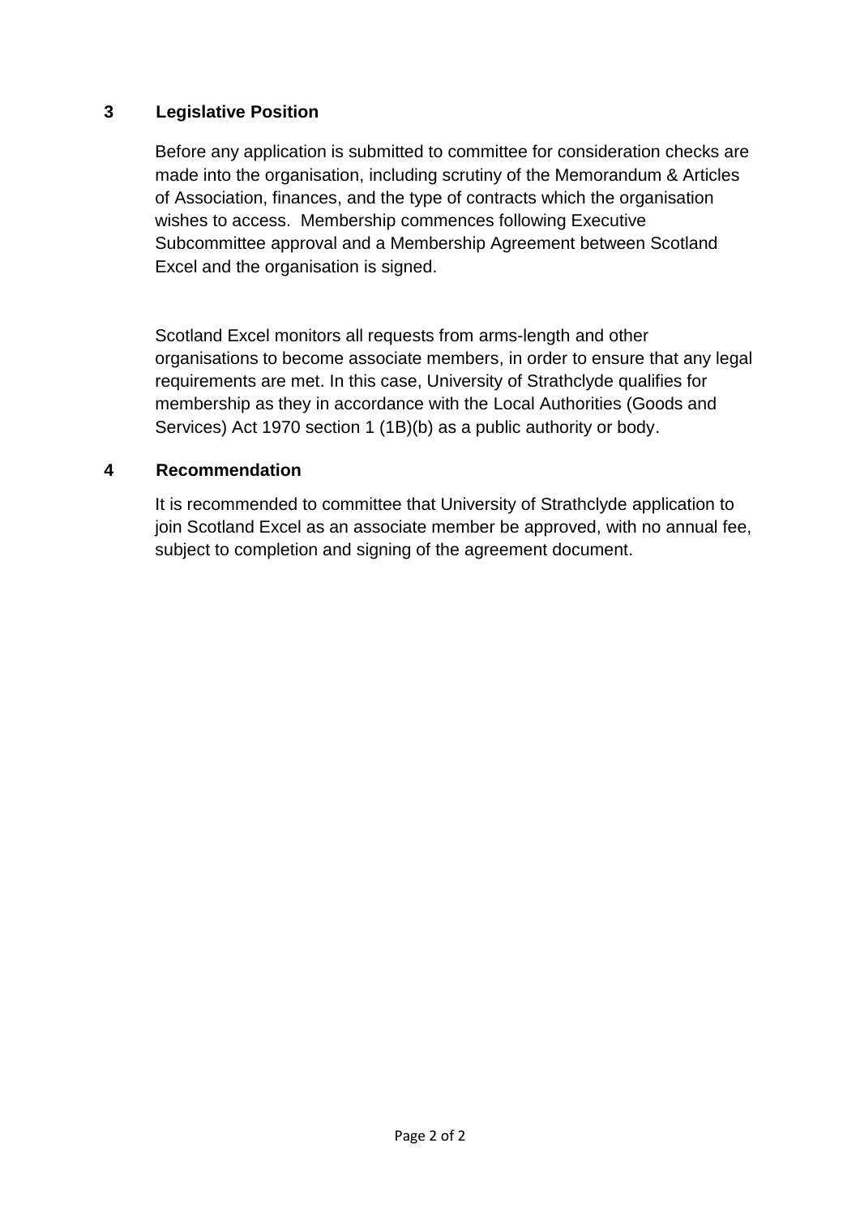## 3 Legislative Position

Before any application is submitted to committee for consideration checks are made into the organisation, including scrutiny of the Memorandum & Articles of Association, finances, and the type of contracts which the organisation wishes to access. Membership commences following Executive Subcommittee approval and a Membership Agreement between Scotland Excel and the organisation is signed.

Scotland Excel monitors all requests from arms-length and other organisations to become associate members, in order to ensure that any legal requirements are met. In this case, University of Strathclyde qualifies for membership as they in accordance with the Local Authorities (Goods and Services) Act 1970 section 1 (1B)(b) as a public authority or body.

## 4 Recommendation

It is recommended to committee that University of Strathclyde application to join Scotland Excel as an associate member be approved, with no annual fee, subject to completion and signing of the agreement document.